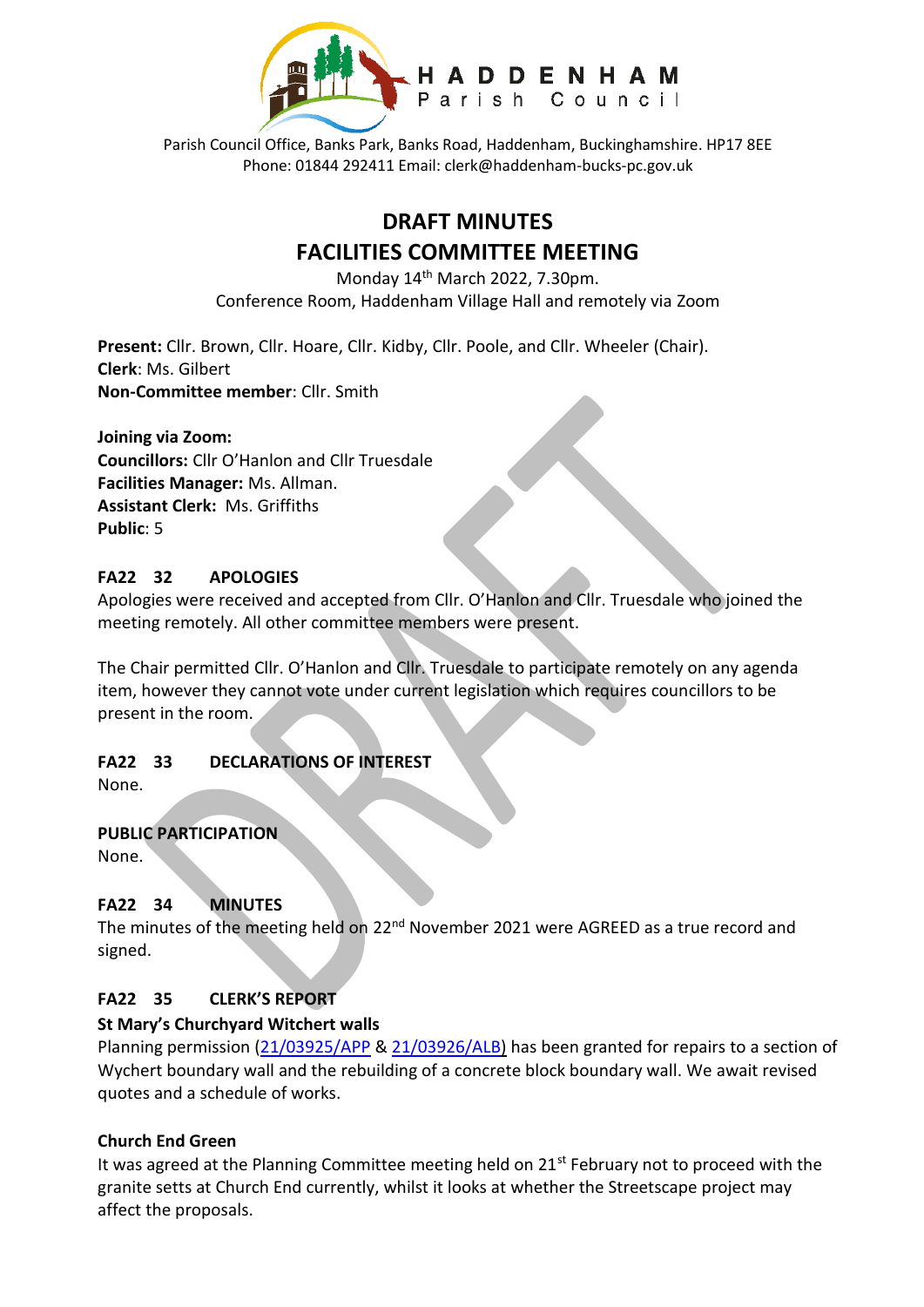HADDENHAM Parish Council

Parish Council Office, Banks Park, Banks Road, Haddenham, Buckinghamshire. HP17 8EE
Phone: 01844 292411 Email: clerk@haddenham-bucks-pc.gov.uk

# DRAFT MINUTES
# FACILITIES COMMITTEE MEETING

Monday 14th March 2022, 7.30pm.
Conference Room, Haddenham Village Hall and remotely via Zoom

**Present:** Cllr. Brown, Cllr. Hoare, Cllr. Kidby, Cllr. Poole, and Cllr. Wheeler (Chair).
**Clerk**: Ms. Gilbert
**Non-Committee member**: Cllr. Smith

**Joining via Zoom:**
**Councillors:** Cllr O'Hanlon and Cllr Truesdale
**Facilities Manager:** Ms. Allman.
**Assistant Clerk:** Ms. Griffiths
**Public**: 5

### FA22 32 APOLOGIES

Apologies were received and accepted from Cllr. O'Hanlon and Cllr. Truesdale who joined the meeting remotely. All other committee members were present.

The Chair permitted Cllr. O'Hanlon and Cllr. Truesdale to participate remotely on any agenda item, however they cannot vote under current legislation which requires councillors to be present in the room.

### FA22 33 DECLARATIONS OF INTEREST

None.

### PUBLIC PARTICIPATION

None.

### FA22 34 MINUTES

The minutes of the meeting held on 22nd November 2021 were AGREED as a true record and signed.

### FA22 35 CLERK'S REPORT

**St Mary's Churchyard Witchert walls**

Planning permission (21/03925/APP & 21/03926/ALB) has been granted for repairs to a section of Wychert boundary wall and the rebuilding of a concrete block boundary wall. We await revised quotes and a schedule of works.

**Church End Green**

It was agreed at the Planning Committee meeting held on 21st February not to proceed with the granite setts at Church End currently, whilst it looks at whether the Streetscape project may affect the proposals.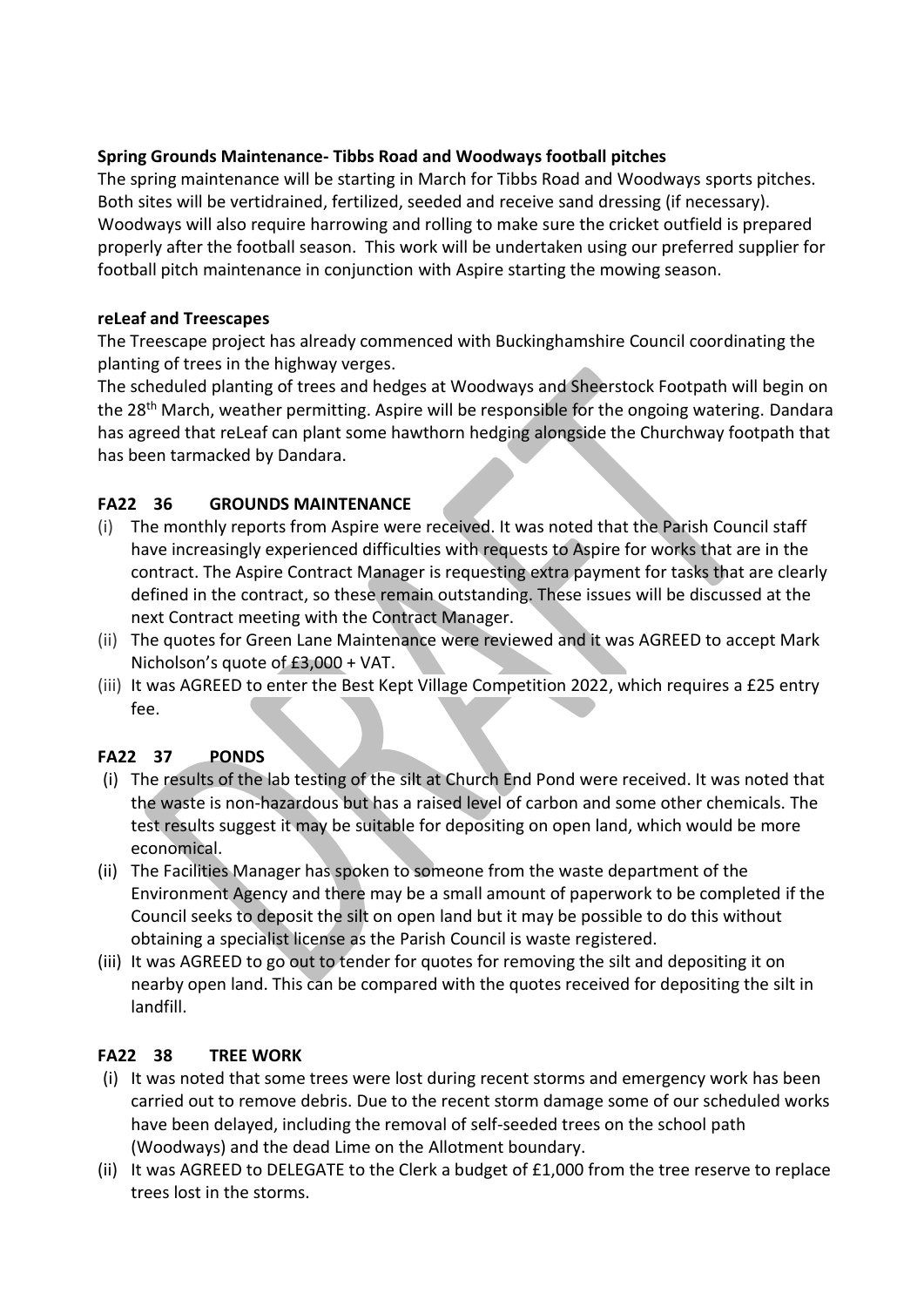**Spring Grounds Maintenance- Tibbs Road and Woodways football pitches**

The spring maintenance will be starting in March for Tibbs Road and Woodways sports pitches. Both sites will be vertidrained, fertilized, seeded and receive sand dressing (if necessary). Woodways will also require harrowing and rolling to make sure the cricket outfield is prepared properly after the football season. This work will be undertaken using our preferred supplier for football pitch maintenance in conjunction with Aspire starting the mowing season.

**reLeaf and Treescapes**

The Treescape project has already commenced with Buckinghamshire Council coordinating the planting of trees in the highway verges.

The scheduled planting of trees and hedges at Woodways and Sheerstock Footpath will begin on the 28th March, weather permitting. Aspire will be responsible for the ongoing watering. Dandara has agreed that reLeaf can plant some hawthorn hedging alongside the Churchway footpath that has been tarmacked by Dandara.

## FA22 36 GROUNDS MAINTENANCE

(i) The monthly reports from Aspire were received. It was noted that the Parish Council staff have increasingly experienced difficulties with requests to Aspire for works that are in the contract. The Aspire Contract Manager is requesting extra payment for tasks that are clearly defined in the contract, so these remain outstanding. These issues will be discussed at the next Contract meeting with the Contract Manager.

(ii) The quotes for Green Lane Maintenance were reviewed and it was AGREED to accept Mark Nicholson's quote of £3,000 + VAT.

(iii) It was AGREED to enter the Best Kept Village Competition 2022, which requires a £25 entry fee.

## FA22 37 PONDS

(i) The results of the lab testing of the silt at Church End Pond were received. It was noted that the waste is non-hazardous but has a raised level of carbon and some other chemicals. The test results suggest it may be suitable for depositing on open land, which would be more economical.

(ii) The Facilities Manager has spoken to someone from the waste department of the Environment Agency and there may be a small amount of paperwork to be completed if the Council seeks to deposit the silt on open land but it may be possible to do this without obtaining a specialist license as the Parish Council is waste registered.

(iii) It was AGREED to go out to tender for quotes for removing the silt and depositing it on nearby open land. This can be compared with the quotes received for depositing the silt in landfill.

## FA22 38 TREE WORK

(i) It was noted that some trees were lost during recent storms and emergency work has been carried out to remove debris. Due to the recent storm damage some of our scheduled works have been delayed, including the removal of self-seeded trees on the school path (Woodways) and the dead Lime on the Allotment boundary.

(ii) It was AGREED to DELEGATE to the Clerk a budget of £1,000 from the tree reserve to replace trees lost in the storms.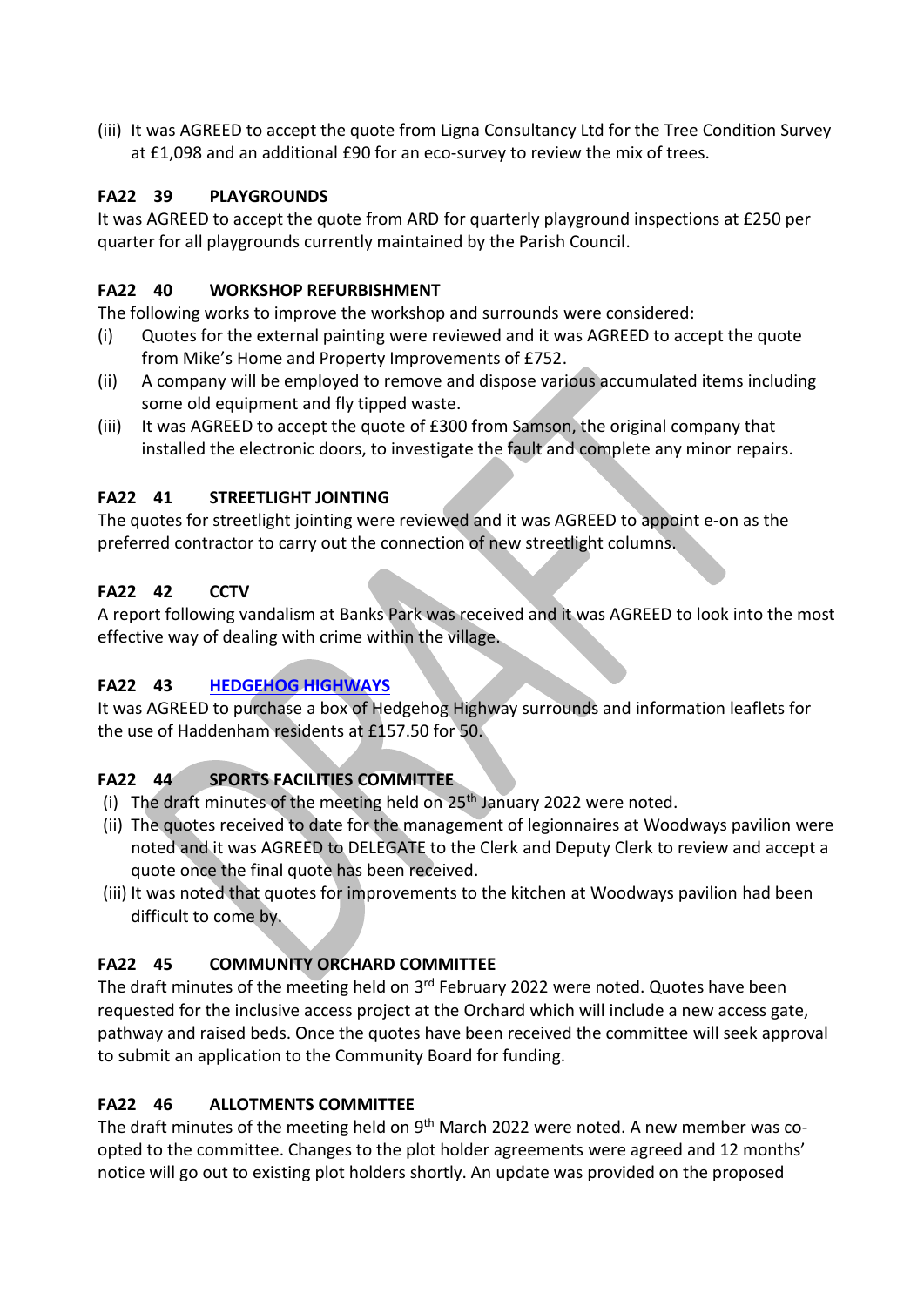(iii) It was AGREED to accept the quote from Ligna Consultancy Ltd for the Tree Condition Survey at £1,098 and an additional £90 for an eco-survey to review the mix of trees.

**FA22 39 PLAYGROUNDS**

It was AGREED to accept the quote from ARD for quarterly playground inspections at £250 per quarter for all playgrounds currently maintained by the Parish Council.

**FA22 40 WORKSHOP REFURBISHMENT**

The following works to improve the workshop and surrounds were considered:

(i) Quotes for the external painting were reviewed and it was AGREED to accept the quote from Mike's Home and Property Improvements of £752.

(ii) A company will be employed to remove and dispose various accumulated items including some old equipment and fly tipped waste.

(iii) It was AGREED to accept the quote of £300 from Samson, the original company that installed the electronic doors, to investigate the fault and complete any minor repairs.

**FA22 41 STREETLIGHT JOINTING**

The quotes for streetlight jointing were reviewed and it was AGREED to appoint e-on as the preferred contractor to carry out the connection of new streetlight columns.

**FA22 42 CCTV**

A report following vandalism at Banks Park was received and it was AGREED to look into the most effective way of dealing with crime within the village.

**FA22 43 HEDGEHOG HIGHWAYS**

It was AGREED to purchase a box of Hedgehog Highway surrounds and information leaflets for the use of Haddenham residents at £157.50 for 50.

**FA22 44 SPORTS FACILITIES COMMITTEE**

(i) The draft minutes of the meeting held on 25th January 2022 were noted.

(ii) The quotes received to date for the management of legionnaires at Woodways pavilion were noted and it was AGREED to DELEGATE to the Clerk and Deputy Clerk to review and accept a quote once the final quote has been received.

(iii) It was noted that quotes for improvements to the kitchen at Woodways pavilion had been difficult to come by.

**FA22 45 COMMUNITY ORCHARD COMMITTEE**

The draft minutes of the meeting held on 3rd February 2022 were noted. Quotes have been requested for the inclusive access project at the Orchard which will include a new access gate, pathway and raised beds. Once the quotes have been received the committee will seek approval to submit an application to the Community Board for funding.

**FA22 46 ALLOTMENTS COMMITTEE**

The draft minutes of the meeting held on 9th March 2022 were noted. A new member was co-opted to the committee. Changes to the plot holder agreements were agreed and 12 months' notice will go out to existing plot holders shortly. An update was provided on the proposed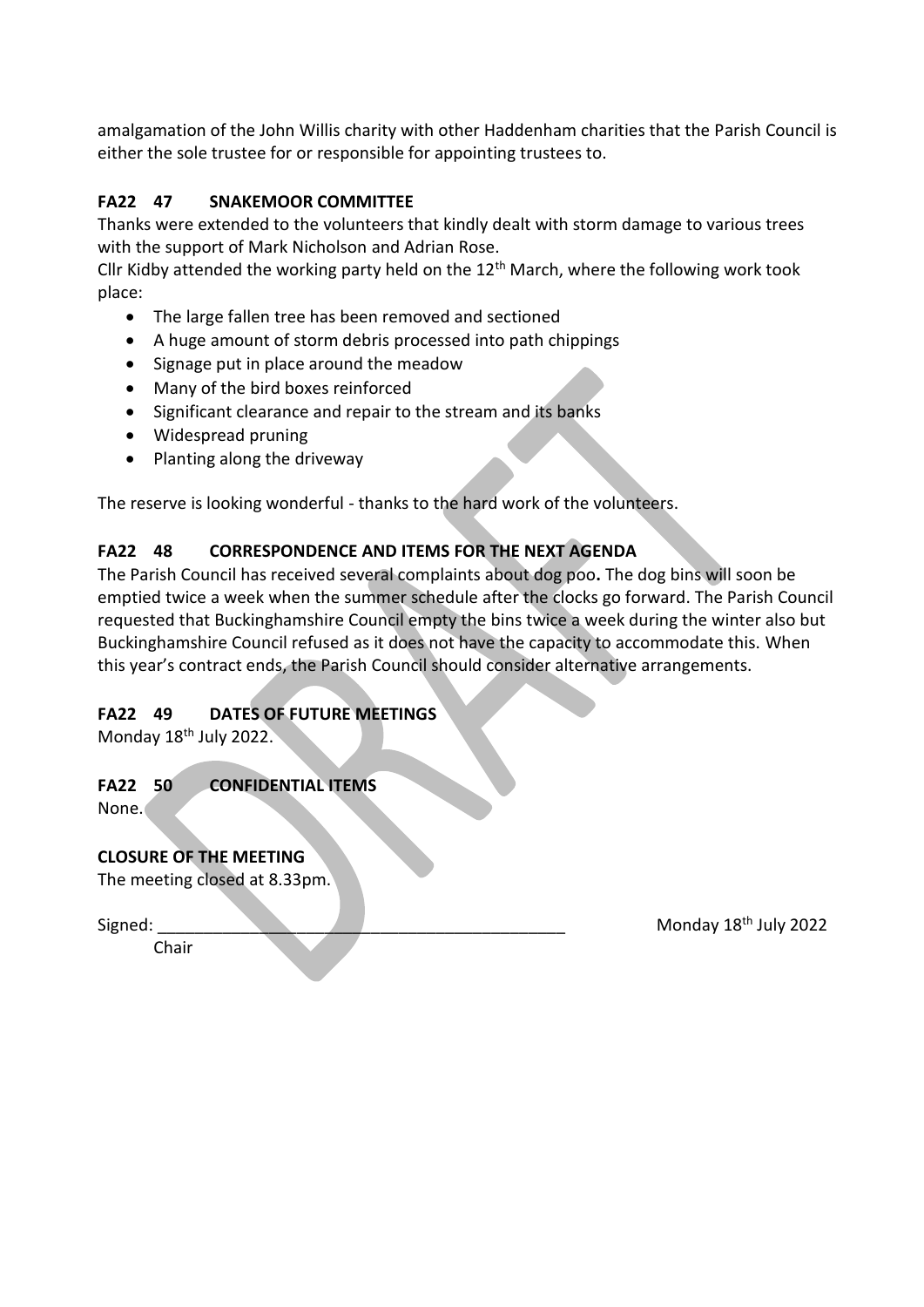amalgamation of the John Willis charity with other Haddenham charities that the Parish Council is either the sole trustee for or responsible for appointing trustees to.

### FA22 47 SNAKEMOOR COMMITTEE

Thanks were extended to the volunteers that kindly dealt with storm damage to various trees with the support of Mark Nicholson and Adrian Rose.

Cllr Kidby attended the working party held on the 12th March, where the following work took place:

- The large fallen tree has been removed and sectioned
- A huge amount of storm debris processed into path chippings
- Signage put in place around the meadow
- Many of the bird boxes reinforced
- Significant clearance and repair to the stream and its banks
- Widespread pruning
- Planting along the driveway

The reserve is looking wonderful - thanks to the hard work of the volunteers.

### FA22 48 CORRESPONDENCE AND ITEMS FOR THE NEXT AGENDA

The Parish Council has received several complaints about dog poo**.** The dog bins will soon be emptied twice a week when the summer schedule after the clocks go forward. The Parish Council requested that Buckinghamshire Council empty the bins twice a week during the winter also but Buckinghamshire Council refused as it does not have the capacity to accommodate this. When this year's contract ends, the Parish Council should consider alternative arrangements.

### FA22 49 DATES OF FUTURE MEETINGS

Monday 18th July 2022.

### FA22 50 CONFIDENTIAL ITEMS

None.

### CLOSURE OF THE MEETING

The meeting closed at 8.33pm.

Signed: _______________________________________________ Monday 18th July 2022

Chair